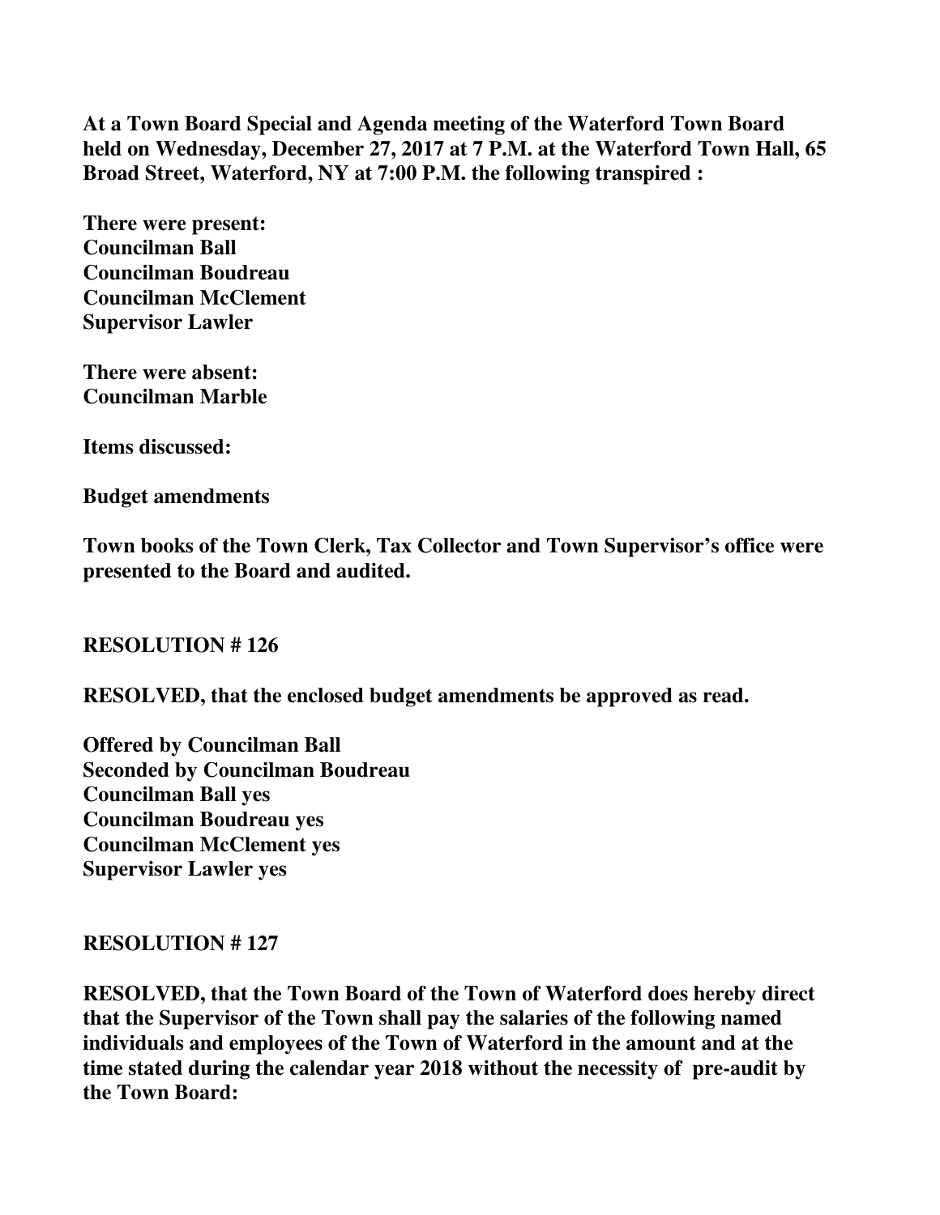**At a Town Board Special and Agenda meeting of the Waterford Town Board held on Wednesday, December 27, 2017 at 7 P.M. at the Waterford Town Hall, 65 Broad Street, Waterford, NY at 7:00 P.M. the following transpired :**

**There were present:**
**Councilman Ball**
**Councilman Boudreau**
**Councilman McClement**
**Supervisor Lawler**

**There were absent:**
**Councilman Marble**

**Items discussed:**

**Budget amendments**

**Town books of the Town Clerk, Tax Collector and Town Supervisor's office were presented to the Board and audited.**

**RESOLUTION # 126**

**RESOLVED, that the enclosed budget amendments be approved as read.**

**Offered by Councilman Ball**
**Seconded by Councilman Boudreau**
**Councilman Ball yes**
**Councilman Boudreau yes**
**Councilman McClement yes**
**Supervisor Lawler yes**

**RESOLUTION # 127**

**RESOLVED, that the Town Board of the Town of Waterford does hereby direct that the Supervisor of the Town shall pay the salaries of the following named individuals and employees of the Town of Waterford in the amount and at the time stated during the calendar year 2018 without the necessity of pre-audit by the Town Board:**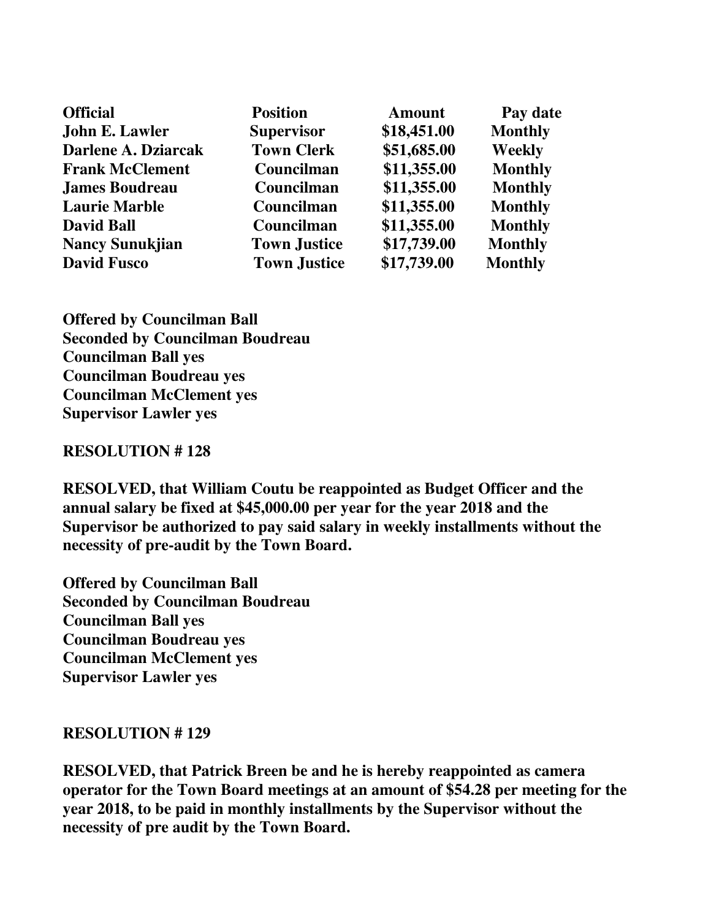| **Official** | **Position** | **Amount** | **Pay date** |
|---|---|---|---|
| **John E. Lawler** | **Supervisor** | **$18,451.00** | **Monthly** |
| **Darlene A. Dziarcak** | **Town Clerk** | **$51,685.00** | **Weekly** |
| **Frank McClement** | **Councilman** | **$11,355.00** | **Monthly** |
| **James Boudreau** | **Councilman** | **$11,355.00** | **Monthly** |
| **Laurie Marble** | **Councilman** | **$11,355.00** | **Monthly** |
| **David Ball** | **Councilman** | **$11,355.00** | **Monthly** |
| **Nancy Sunukjian** | **Town Justice** | **$17,739.00** | **Monthly** |
| **David Fusco** | **Town Justice** | **$17,739.00** | **Monthly** |

**Offered by Councilman Ball**
**Seconded by Councilman Boudreau**
**Councilman Ball yes**
**Councilman Boudreau yes**
**Councilman McClement yes**
**Supervisor Lawler yes**

**RESOLUTION # 128**

**RESOLVED, that William Coutu be reappointed as Budget Officer and the annual salary be fixed at $45,000.00 per year for the year 2018 and the Supervisor be authorized to pay said salary in weekly installments without the necessity of pre-audit by the Town Board.**

**Offered by Councilman Ball**
**Seconded by Councilman Boudreau**
**Councilman Ball yes**
**Councilman Boudreau yes**
**Councilman McClement yes**
**Supervisor Lawler yes**

**RESOLUTION # 129**

**RESOLVED, that Patrick Breen be and he is hereby reappointed as camera operator for the Town Board meetings at an amount of $54.28 per meeting for the year 2018, to be paid in monthly installments by the Supervisor without the necessity of pre audit by the Town Board.**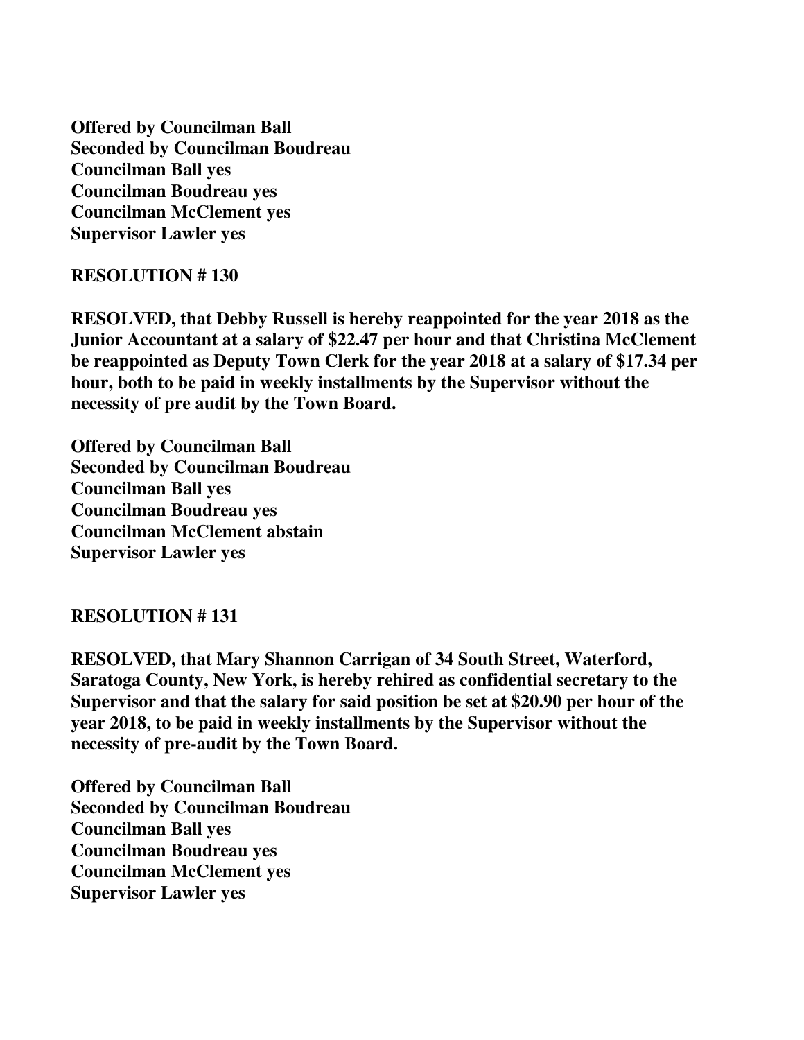**Offered by Councilman Ball**
**Seconded by Councilman Boudreau**
**Councilman Ball yes**
**Councilman Boudreau yes**
**Councilman McClement yes**
**Supervisor Lawler yes**

**RESOLUTION # 130**

**RESOLVED, that Debby Russell is hereby reappointed for the year 2018 as the Junior Accountant at a salary of $22.47 per hour and that Christina McClement be reappointed as Deputy Town Clerk for the year 2018 at a salary of $17.34 per hour, both to be paid in weekly installments by the Supervisor without the necessity of pre audit by the Town Board.**

**Offered by Councilman Ball**
**Seconded by Councilman Boudreau**
**Councilman Ball yes**
**Councilman Boudreau yes**
**Councilman McClement abstain**
**Supervisor Lawler yes**

**RESOLUTION # 131**

**RESOLVED, that Mary Shannon Carrigan of 34 South Street, Waterford, Saratoga County, New York, is hereby rehired as confidential secretary to the Supervisor and that the salary for said position be set at $20.90 per hour of the year 2018, to be paid in weekly installments by the Supervisor without the necessity of pre-audit by the Town Board.**

**Offered by Councilman Ball**
**Seconded by Councilman Boudreau**
**Councilman Ball yes**
**Councilman Boudreau yes**
**Councilman McClement yes**
**Supervisor Lawler yes**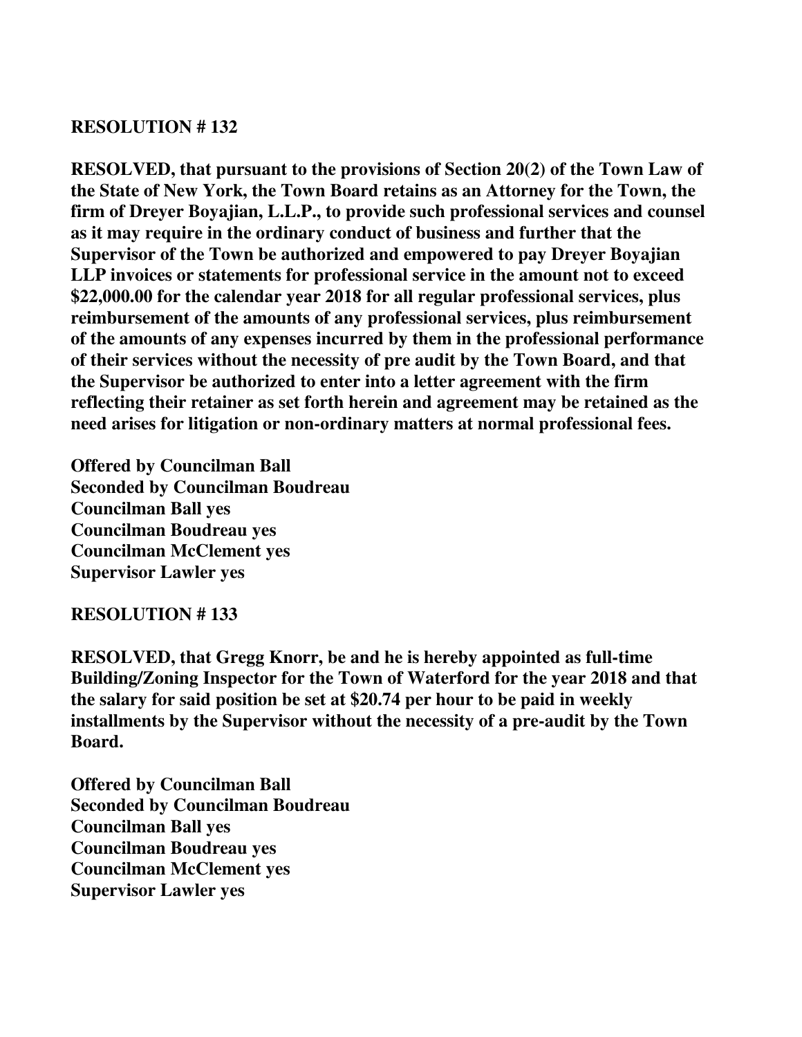**RESOLUTION # 132**

**RESOLVED, that pursuant to the provisions of Section 20(2) of the Town Law of the State of New York, the Town Board retains as an Attorney for the Town, the firm of Dreyer Boyajian, L.L.P., to provide such professional services and counsel as it may require in the ordinary conduct of business and further that the Supervisor of the Town be authorized and empowered to pay Dreyer Boyajian LLP invoices or statements for professional service in the amount not to exceed $22,000.00 for the calendar year 2018 for all regular professional services, plus reimbursement of the amounts of any professional services, plus reimbursement of the amounts of any expenses incurred by them in the professional performance of their services without the necessity of pre audit by the Town Board, and that the Supervisor be authorized to enter into a letter agreement with the firm reflecting their retainer as set forth herein and agreement may be retained as the need arises for litigation or non-ordinary matters at normal professional fees.**

**Offered by Councilman Ball**
**Seconded by Councilman Boudreau**
**Councilman Ball yes**
**Councilman Boudreau yes**
**Councilman McClement yes**
**Supervisor Lawler yes**

**RESOLUTION # 133**

**RESOLVED, that Gregg Knorr, be and he is hereby appointed as full-time Building/Zoning Inspector for the Town of Waterford for the year 2018 and that the salary for said position be set at $20.74 per hour to be paid in weekly installments by the Supervisor without the necessity of a pre-audit by the Town Board.**

**Offered by Councilman Ball**
**Seconded by Councilman Boudreau**
**Councilman Ball yes**
**Councilman Boudreau yes**
**Councilman McClement yes**
**Supervisor Lawler yes**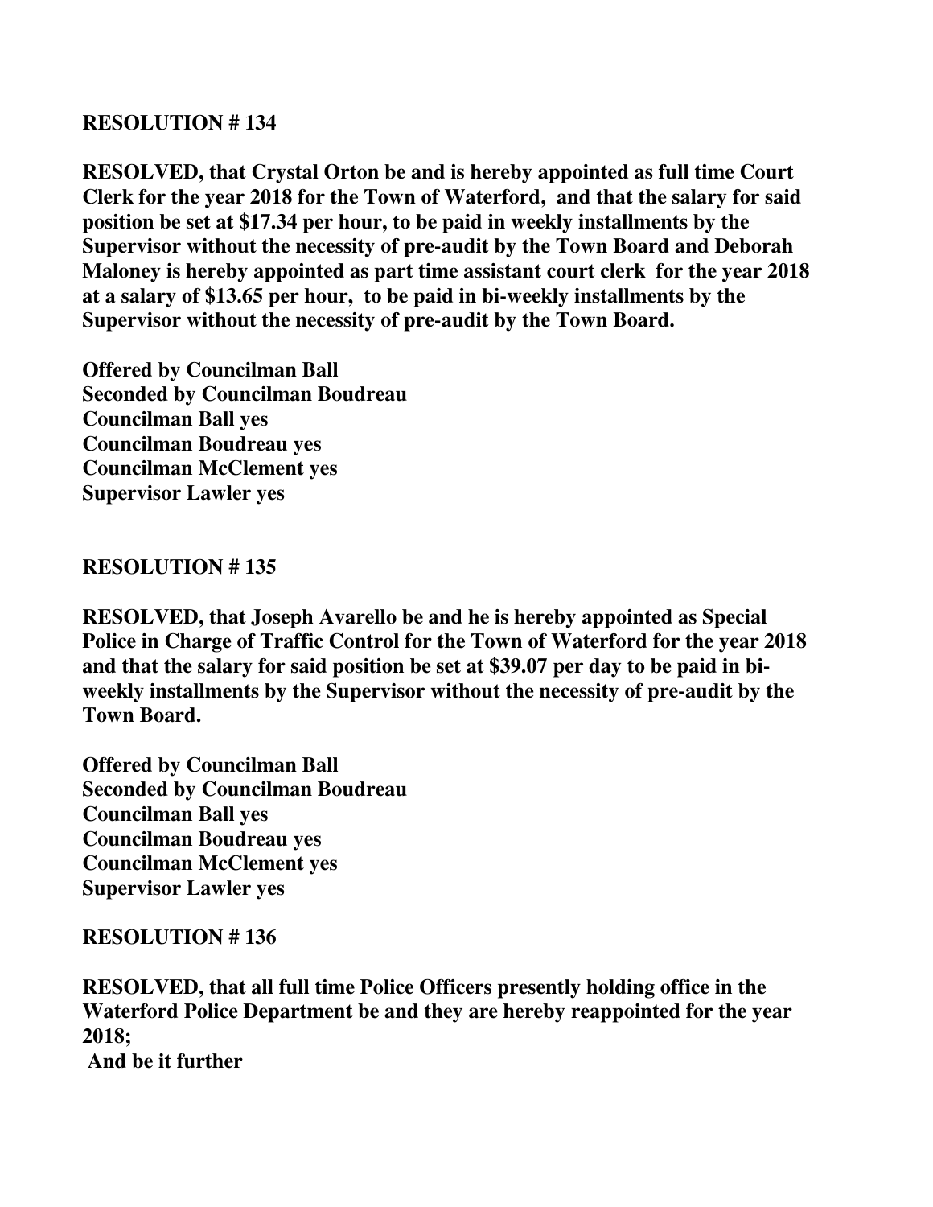**RESOLUTION # 134**

**RESOLVED, that Crystal Orton be and is hereby appointed as full time Court Clerk for the year 2018 for the Town of Waterford, and that the salary for said position be set at $17.34 per hour, to be paid in weekly installments by the Supervisor without the necessity of pre-audit by the Town Board and Deborah Maloney is hereby appointed as part time assistant court clerk for the year 2018 at a salary of $13.65 per hour, to be paid in bi-weekly installments by the Supervisor without the necessity of pre-audit by the Town Board.**

**Offered by Councilman Ball**
**Seconded by Councilman Boudreau**
**Councilman Ball yes**
**Councilman Boudreau yes**
**Councilman McClement yes**
**Supervisor Lawler yes**

**RESOLUTION # 135**

**RESOLVED, that Joseph Avarello be and he is hereby appointed as Special Police in Charge of Traffic Control for the Town of Waterford for the year 2018 and that the salary for said position be set at $39.07 per day to be paid in bi-weekly installments by the Supervisor without the necessity of pre-audit by the Town Board.**

**Offered by Councilman Ball**
**Seconded by Councilman Boudreau**
**Councilman Ball yes**
**Councilman Boudreau yes**
**Councilman McClement yes**
**Supervisor Lawler yes**

**RESOLUTION # 136**

**RESOLVED, that all full time Police Officers presently holding office in the Waterford Police Department be and they are hereby reappointed for the year 2018;**
**And be it further**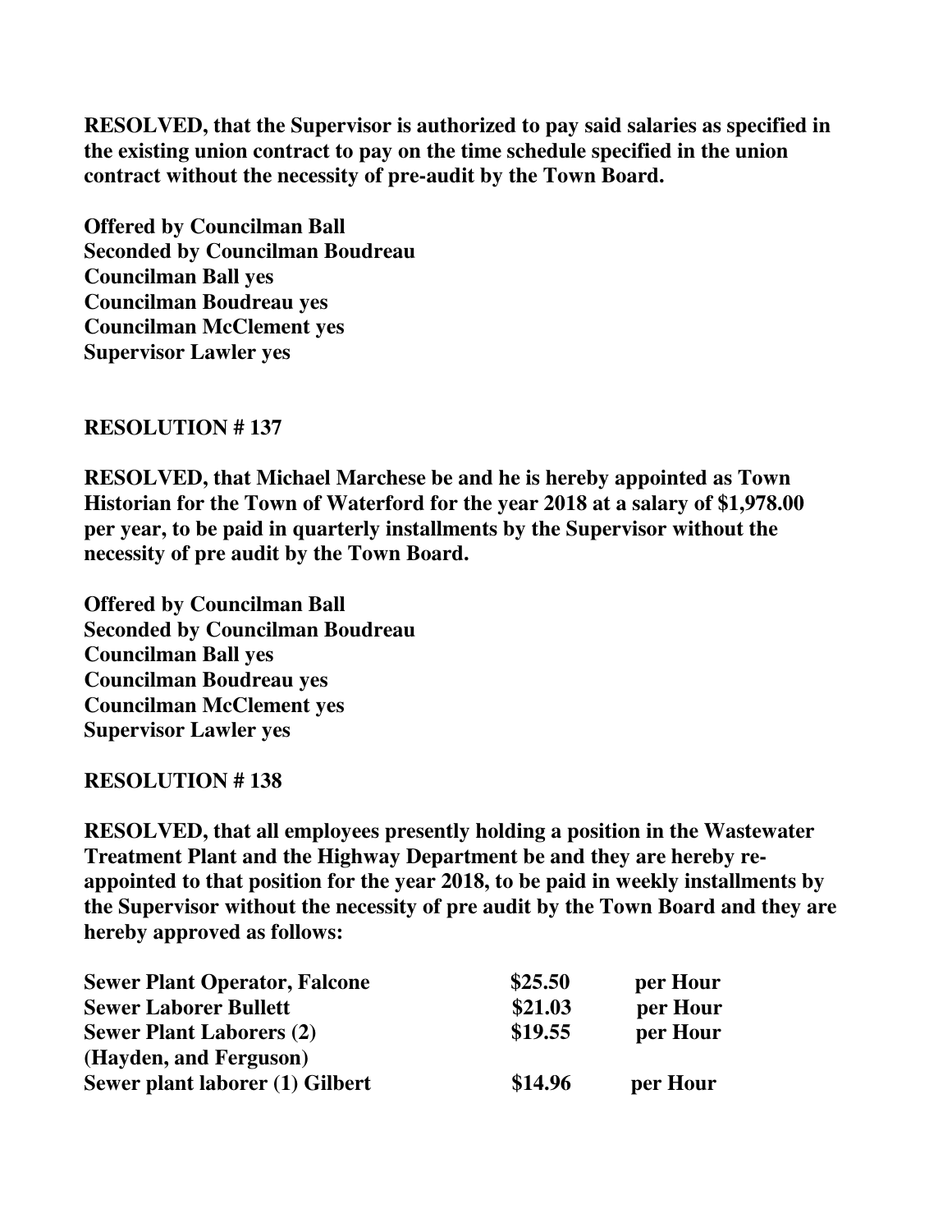**RESOLVED, that the Supervisor is authorized to pay said salaries as specified in the existing union contract to pay on the time schedule specified in the union contract without the necessity of pre-audit by the Town Board.**

**Offered by Councilman Ball**
**Seconded by Councilman Boudreau**
**Councilman Ball yes**
**Councilman Boudreau yes**
**Councilman McClement yes**
**Supervisor Lawler yes**

**RESOLUTION # 137**

**RESOLVED, that Michael Marchese be and he is hereby appointed as Town Historian for the Town of Waterford for the year 2018 at a salary of $1,978.00 per year, to be paid in quarterly installments by the Supervisor without the necessity of pre audit by the Town Board.**

**Offered by Councilman Ball**
**Seconded by Councilman Boudreau**
**Councilman Ball yes**
**Councilman Boudreau yes**
**Councilman McClement yes**
**Supervisor Lawler yes**

**RESOLUTION # 138**

**RESOLVED, that all employees presently holding a position in the Wastewater Treatment Plant and the Highway Department be and they are hereby re-appointed to that position for the year 2018, to be paid in weekly installments by the Supervisor without the necessity of pre audit by the Town Board and they are hereby approved as follows:**

| | | |
|---|---|---|
| **Sewer Plant Operator, Falcone** | **$25.50** | **per Hour** |
| **Sewer Laborer Bullett** | **$21.03** | **per Hour** |
| **Sewer Plant Laborers (2) (Hayden, and Ferguson)** | **$19.55** | **per Hour** |
| **Sewer plant laborer (1) Gilbert** | **$14.96** | **per Hour** |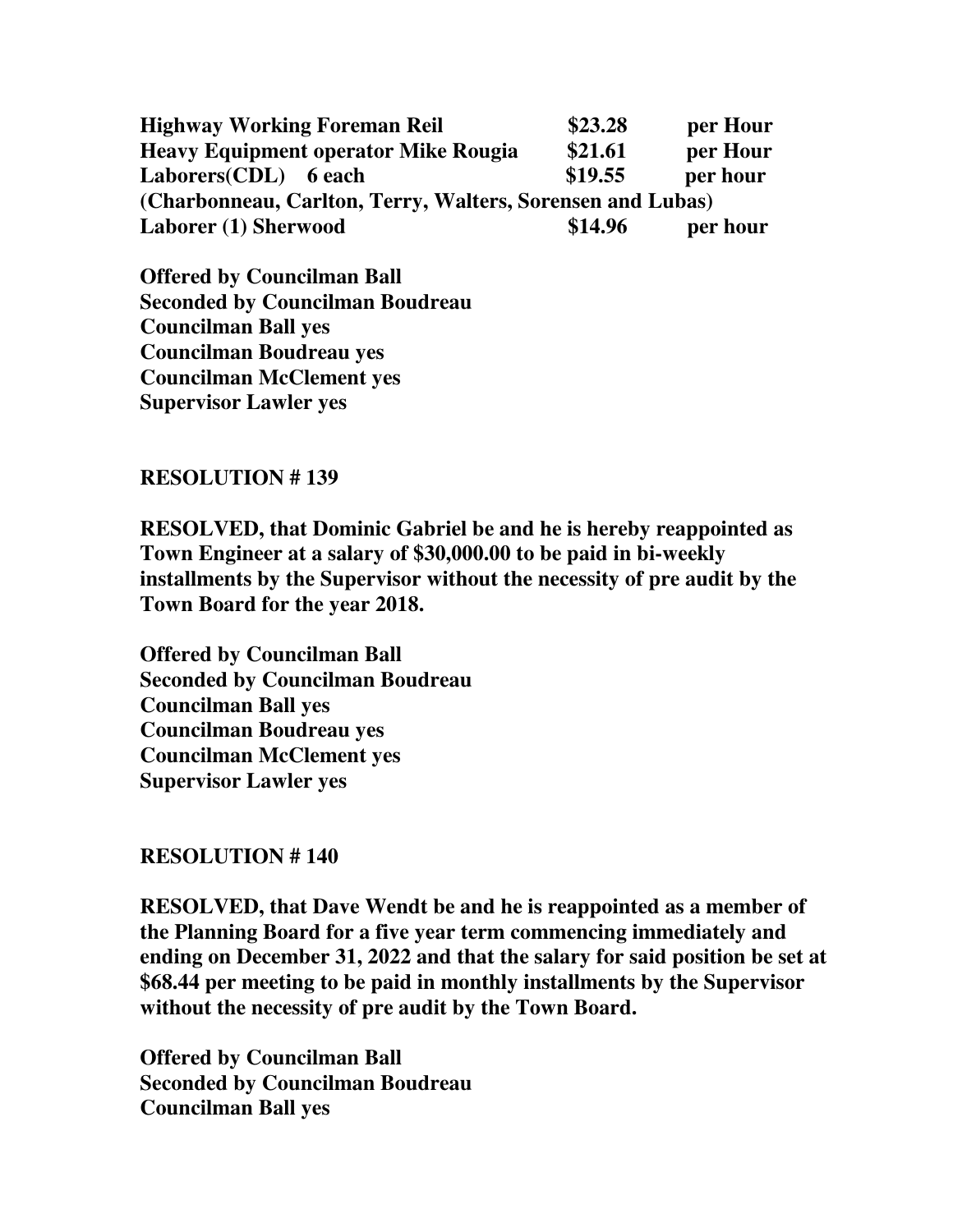| | | |
|---|---|---|
| **Highway Working Foreman Reil** | **$23.28** | **per Hour** |
| **Heavy Equipment operator Mike Rougia** | **$21.61** | **per Hour** |
| **Laborers(CDL) 6 each** | **$19.55** | **per hour** |
| **(Charbonneau, Carlton, Terry, Walters, Sorensen and Lubas)** | | |
| **Laborer (1) Sherwood** | **$14.96** | **per hour** |

**Offered by Councilman Ball**
**Seconded by Councilman Boudreau**
**Councilman Ball yes**
**Councilman Boudreau yes**
**Councilman McClement yes**
**Supervisor Lawler yes**

**RESOLUTION # 139**

**RESOLVED, that Dominic Gabriel be and he is hereby reappointed as Town Engineer at a salary of $30,000.00 to be paid in bi-weekly installments by the Supervisor without the necessity of pre audit by the Town Board for the year 2018.**

**Offered by Councilman Ball**
**Seconded by Councilman Boudreau**
**Councilman Ball yes**
**Councilman Boudreau yes**
**Councilman McClement yes**
**Supervisor Lawler yes**

**RESOLUTION # 140**

**RESOLVED, that Dave Wendt be and he is reappointed as a member of the Planning Board for a five year term commencing immediately and ending on December 31, 2022 and that the salary for said position be set at $68.44 per meeting to be paid in monthly installments by the Supervisor without the necessity of pre audit by the Town Board.**

**Offered by Councilman Ball**
**Seconded by Councilman Boudreau**
**Councilman Ball yes**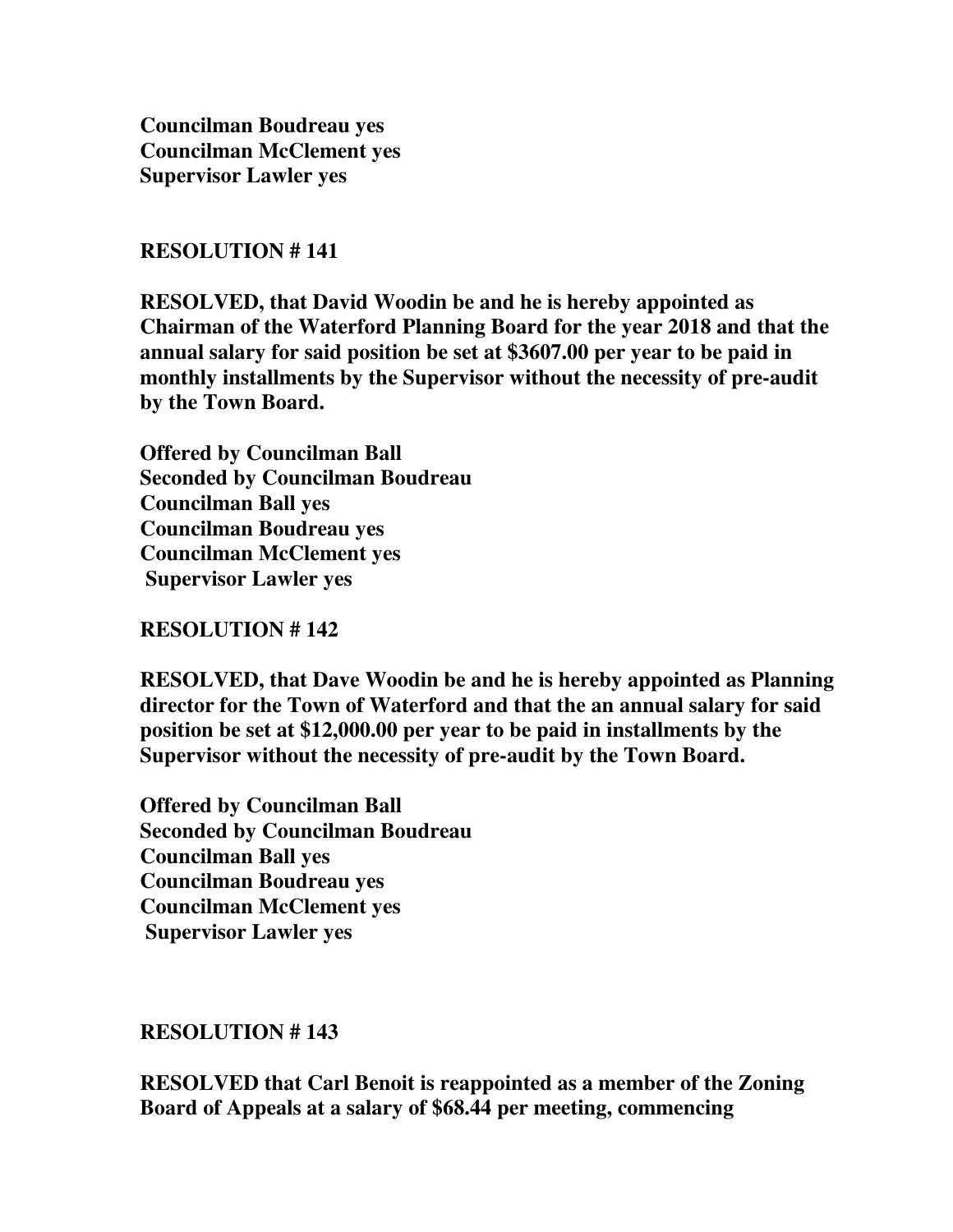**Councilman Boudreau yes**
**Councilman McClement yes**
**Supervisor Lawler yes**

**RESOLUTION # 141**

**RESOLVED, that David Woodin be and he is hereby appointed as Chairman of the Waterford Planning Board for the year 2018 and that the annual salary for said position be set at $3607.00 per year to be paid in monthly installments by the Supervisor without the necessity of pre-audit by the Town Board.**

**Offered by Councilman Ball**
**Seconded by Councilman Boudreau**
**Councilman Ball yes**
**Councilman Boudreau yes**
**Councilman McClement yes**
**Supervisor Lawler yes**

**RESOLUTION # 142**

**RESOLVED, that Dave Woodin be and he is hereby appointed as Planning director for the Town of Waterford and that the an annual salary for said position be set at $12,000.00 per year to be paid in installments by the Supervisor without the necessity of pre-audit by the Town Board.**

**Offered by Councilman Ball**
**Seconded by Councilman Boudreau**
**Councilman Ball yes**
**Councilman Boudreau yes**
**Councilman McClement yes**
**Supervisor Lawler yes**

**RESOLUTION # 143**

**RESOLVED that Carl Benoit is reappointed as a member of the Zoning Board of Appeals at a salary of $68.44 per meeting, commencing**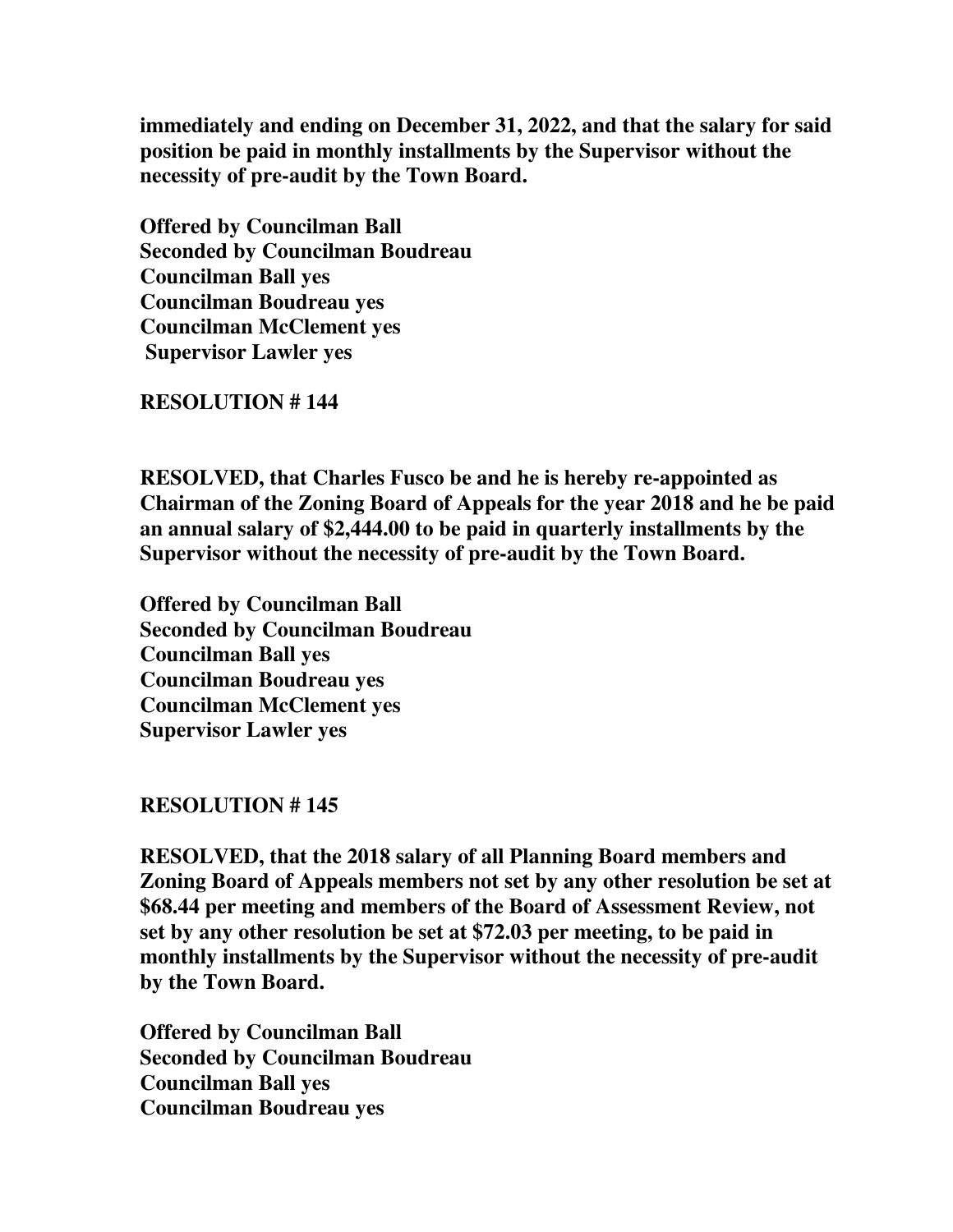**immediately and ending on December 31, 2022, and that the salary for said position be paid in monthly installments by the Supervisor without the necessity of pre-audit by the Town Board.**

**Offered by Councilman Ball**
**Seconded by Councilman Boudreau**
**Councilman Ball yes**
**Councilman Boudreau yes**
**Councilman McClement yes**
**Supervisor Lawler yes**

**RESOLUTION # 144**

**RESOLVED, that Charles Fusco be and he is hereby re-appointed as Chairman of the Zoning Board of Appeals for the year 2018 and he be paid an annual salary of $2,444.00 to be paid in quarterly installments by the Supervisor without the necessity of pre-audit by the Town Board.**

**Offered by Councilman Ball**
**Seconded by Councilman Boudreau**
**Councilman Ball yes**
**Councilman Boudreau yes**
**Councilman McClement yes**
**Supervisor Lawler yes**

**RESOLUTION # 145**

**RESOLVED, that the 2018 salary of all Planning Board members and Zoning Board of Appeals members not set by any other resolution be set at $68.44 per meeting and members of the Board of Assessment Review, not set by any other resolution be set at $72.03 per meeting, to be paid in monthly installments by the Supervisor without the necessity of pre-audit by the Town Board.**

**Offered by Councilman Ball**
**Seconded by Councilman Boudreau**
**Councilman Ball yes**
**Councilman Boudreau yes**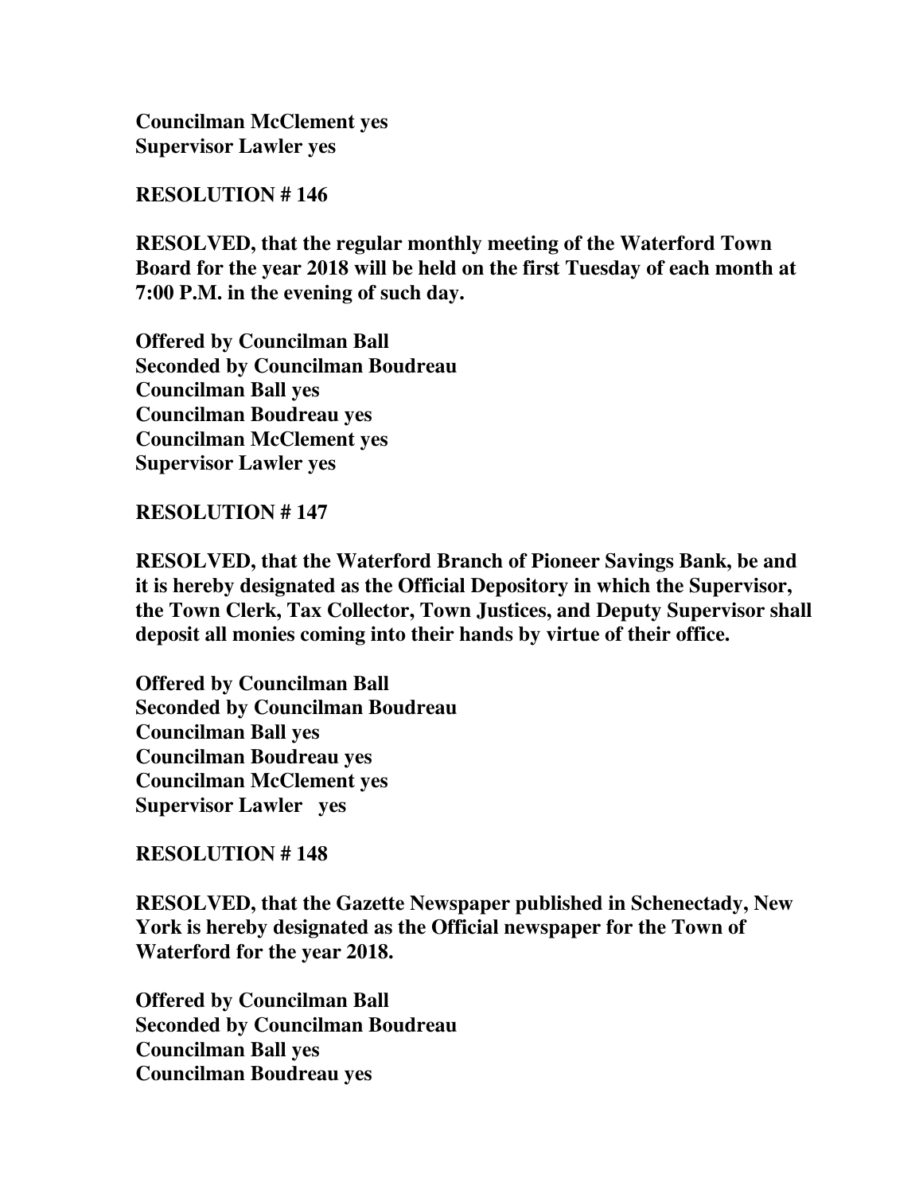**Councilman McClement yes**
**Supervisor Lawler yes**

**RESOLUTION # 146**

**RESOLVED, that the regular monthly meeting of the Waterford Town Board for the year 2018 will be held on the first Tuesday of each month at 7:00 P.M. in the evening of such day.**

**Offered by Councilman Ball**
**Seconded by Councilman Boudreau**
**Councilman Ball yes**
**Councilman Boudreau yes**
**Councilman McClement yes**
**Supervisor Lawler yes**

**RESOLUTION # 147**

**RESOLVED, that the Waterford Branch of Pioneer Savings Bank, be and it is hereby designated as the Official Depository in which the Supervisor, the Town Clerk, Tax Collector, Town Justices, and Deputy Supervisor shall deposit all monies coming into their hands by virtue of their office.**

**Offered by Councilman Ball**
**Seconded by Councilman Boudreau**
**Councilman Ball yes**
**Councilman Boudreau yes**
**Councilman McClement yes**
**Supervisor Lawler yes**

**RESOLUTION # 148**

**RESOLVED, that the Gazette Newspaper published in Schenectady, New York is hereby designated as the Official newspaper for the Town of Waterford for the year 2018.**

**Offered by Councilman Ball**
**Seconded by Councilman Boudreau**
**Councilman Ball yes**
**Councilman Boudreau yes**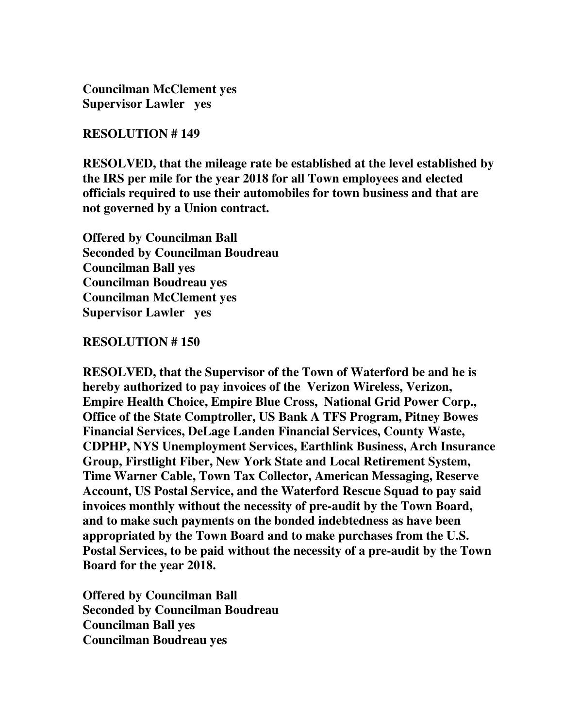**Councilman McClement yes**
**Supervisor Lawler yes**

**RESOLUTION # 149**

**RESOLVED, that the mileage rate be established at the level established by the IRS per mile for the year 2018 for all Town employees and elected officials required to use their automobiles for town business and that are not governed by a Union contract.**

**Offered by Councilman Ball**
**Seconded by Councilman Boudreau**
**Councilman Ball yes**
**Councilman Boudreau yes**
**Councilman McClement yes**
**Supervisor Lawler yes**

**RESOLUTION # 150**

**RESOLVED, that the Supervisor of the Town of Waterford be and he is hereby authorized to pay invoices of the Verizon Wireless, Verizon, Empire Health Choice, Empire Blue Cross, National Grid Power Corp., Office of the State Comptroller, US Bank A TFS Program, Pitney Bowes Financial Services, DeLage Landen Financial Services, County Waste, CDPHP, NYS Unemployment Services, Earthlink Business, Arch Insurance Group, Firstlight Fiber, New York State and Local Retirement System, Time Warner Cable, Town Tax Collector, American Messaging, Reserve Account, US Postal Service, and the Waterford Rescue Squad to pay said invoices monthly without the necessity of pre-audit by the Town Board, and to make such payments on the bonded indebtedness as have been appropriated by the Town Board and to make purchases from the U.S. Postal Services, to be paid without the necessity of a pre-audit by the Town Board for the year 2018.**

**Offered by Councilman Ball**
**Seconded by Councilman Boudreau**
**Councilman Ball yes**
**Councilman Boudreau yes**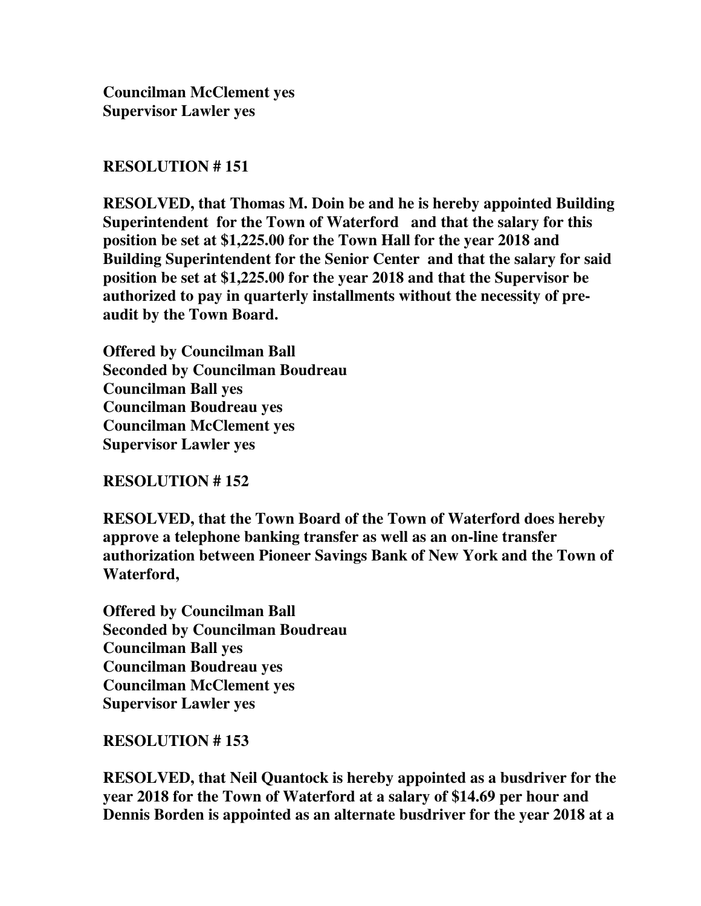**Councilman McClement yes**
**Supervisor Lawler yes**

**RESOLUTION # 151**

**RESOLVED, that Thomas M. Doin be and he is hereby appointed Building Superintendent for the Town of Waterford and that the salary for this position be set at $1,225.00 for the Town Hall for the year 2018 and Building Superintendent for the Senior Center and that the salary for said position be set at $1,225.00 for the year 2018 and that the Supervisor be authorized to pay in quarterly installments without the necessity of pre-audit by the Town Board.**

**Offered by Councilman Ball**
**Seconded by Councilman Boudreau**
**Councilman Ball yes**
**Councilman Boudreau yes**
**Councilman McClement yes**
**Supervisor Lawler yes**

**RESOLUTION # 152**

**RESOLVED, that the Town Board of the Town of Waterford does hereby approve a telephone banking transfer as well as an on-line transfer authorization between Pioneer Savings Bank of New York and the Town of Waterford,**

**Offered by Councilman Ball**
**Seconded by Councilman Boudreau**
**Councilman Ball yes**
**Councilman Boudreau yes**
**Councilman McClement yes**
**Supervisor Lawler yes**

**RESOLUTION # 153**

**RESOLVED, that Neil Quantock is hereby appointed as a busdriver for the year 2018 for the Town of Waterford at a salary of $14.69 per hour and Dennis Borden is appointed as an alternate busdriver for the year 2018 at a**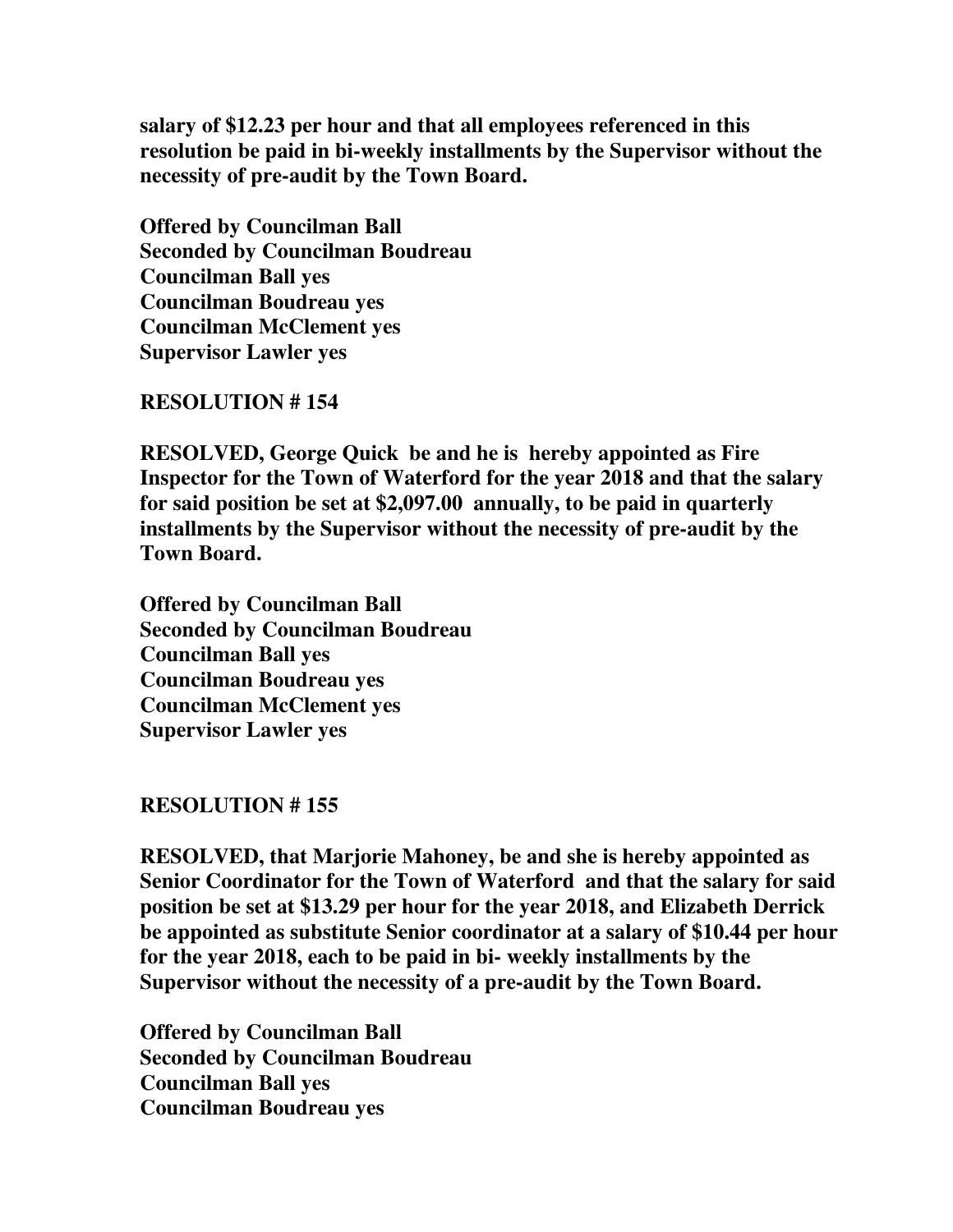**salary of $12.23 per hour and that all employees referenced in this resolution be paid in bi-weekly installments by the Supervisor without the necessity of pre-audit by the Town Board.**

**Offered by Councilman Ball**
**Seconded by Councilman Boudreau**
**Councilman Ball yes**
**Councilman Boudreau yes**
**Councilman McClement yes**
**Supervisor Lawler yes**

**RESOLUTION # 154**

**RESOLVED, George Quick be and he is hereby appointed as Fire Inspector for the Town of Waterford for the year 2018 and that the salary for said position be set at $2,097.00 annually, to be paid in quarterly installments by the Supervisor without the necessity of pre-audit by the Town Board.**

**Offered by Councilman Ball**
**Seconded by Councilman Boudreau**
**Councilman Ball yes**
**Councilman Boudreau yes**
**Councilman McClement yes**
**Supervisor Lawler yes**

**RESOLUTION # 155**

**RESOLVED, that Marjorie Mahoney, be and she is hereby appointed as Senior Coordinator for the Town of Waterford and that the salary for said position be set at $13.29 per hour for the year 2018, and Elizabeth Derrick be appointed as substitute Senior coordinator at a salary of $10.44 per hour for the year 2018, each to be paid in bi- weekly installments by the Supervisor without the necessity of a pre-audit by the Town Board.**

**Offered by Councilman Ball**
**Seconded by Councilman Boudreau**
**Councilman Ball yes**
**Councilman Boudreau yes**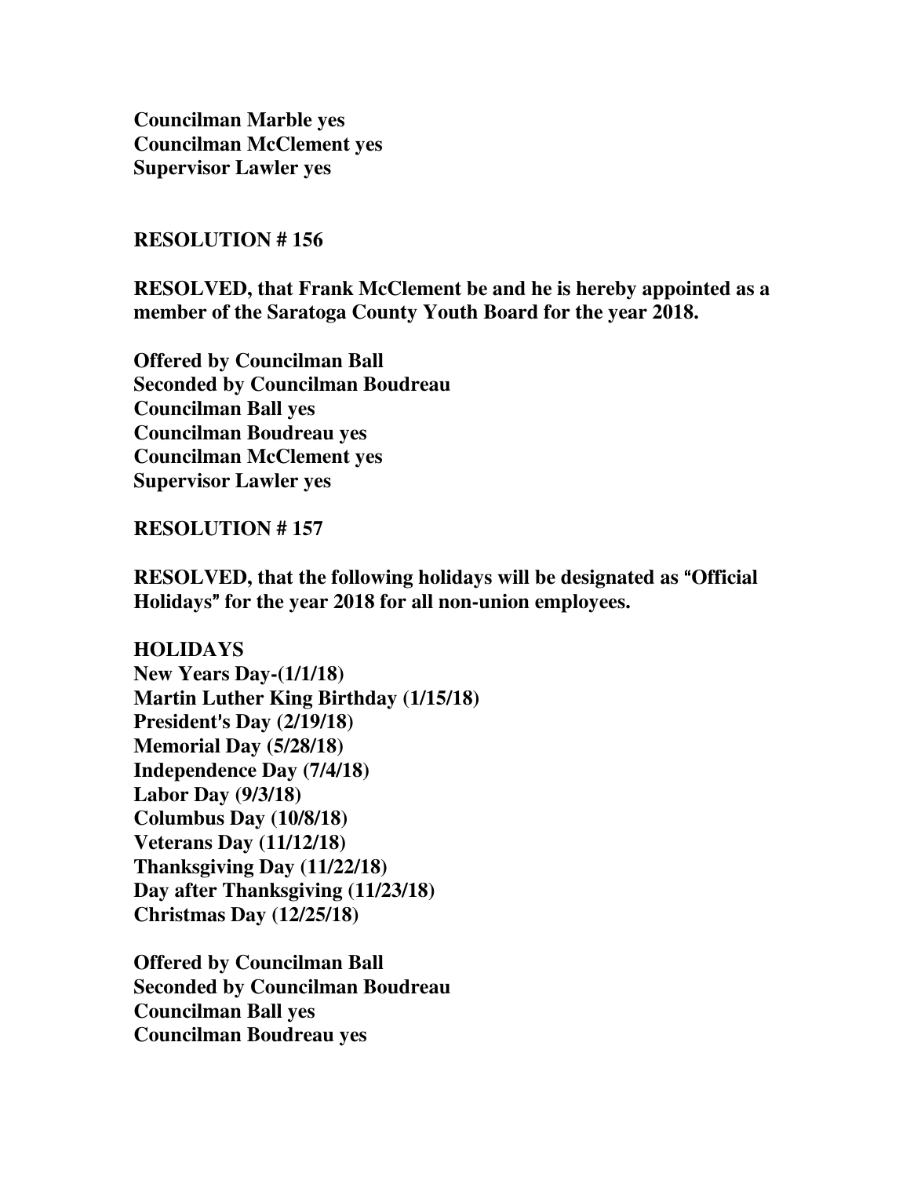**Councilman Marble yes**
**Councilman McClement yes**
**Supervisor Lawler yes**

**RESOLUTION # 156**

**RESOLVED, that Frank McClement be and he is hereby appointed as a member of the Saratoga County Youth Board for the year 2018.**

**Offered by Councilman Ball**
**Seconded by Councilman Boudreau**
**Councilman Ball yes**
**Councilman Boudreau yes**
**Councilman McClement yes**
**Supervisor Lawler yes**

**RESOLUTION # 157**

**RESOLVED, that the following holidays will be designated as "Official Holidays" for the year 2018 for all non-union employees.**

**HOLIDAYS**
**New Years Day-(1/1/18)**
**Martin Luther King Birthday (1/15/18)**
**President's Day (2/19/18)**
**Memorial Day (5/28/18)**
**Independence Day (7/4/18)**
**Labor Day (9/3/18)**
**Columbus Day (10/8/18)**
**Veterans Day (11/12/18)**
**Thanksgiving Day (11/22/18)**
**Day after Thanksgiving (11/23/18)**
**Christmas Day (12/25/18)**

**Offered by Councilman Ball**
**Seconded by Councilman Boudreau**
**Councilman Ball yes**
**Councilman Boudreau yes**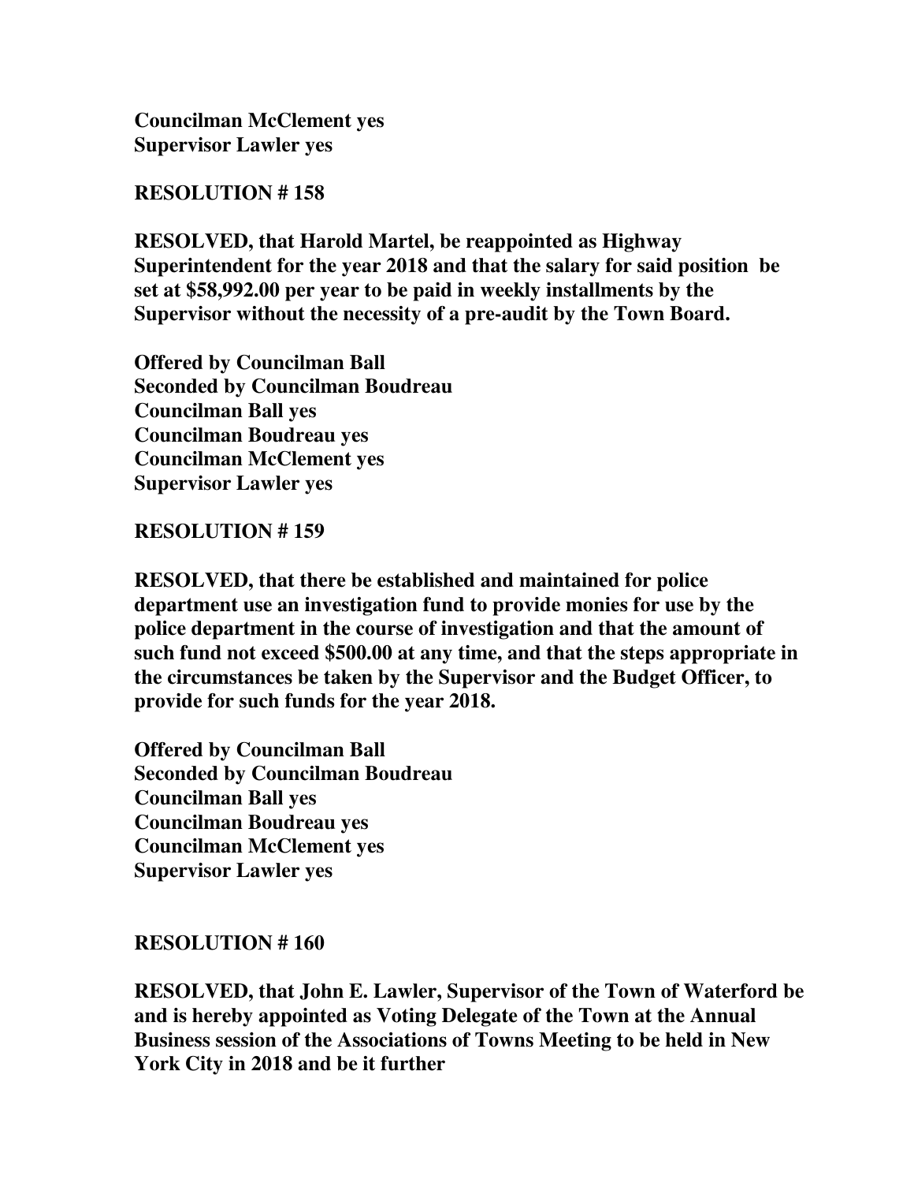**Councilman McClement yes**
**Supervisor Lawler yes**

**RESOLUTION # 158**

**RESOLVED, that Harold Martel, be reappointed as Highway Superintendent for the year 2018 and that the salary for said position be set at $58,992.00 per year to be paid in weekly installments by the Supervisor without the necessity of a pre-audit by the Town Board.**

**Offered by Councilman Ball**
**Seconded by Councilman Boudreau**
**Councilman Ball yes**
**Councilman Boudreau yes**
**Councilman McClement yes**
**Supervisor Lawler yes**

**RESOLUTION # 159**

**RESOLVED, that there be established and maintained for police department use an investigation fund to provide monies for use by the police department in the course of investigation and that the amount of such fund not exceed $500.00 at any time, and that the steps appropriate in the circumstances be taken by the Supervisor and the Budget Officer, to provide for such funds for the year 2018.**

**Offered by Councilman Ball**
**Seconded by Councilman Boudreau**
**Councilman Ball yes**
**Councilman Boudreau yes**
**Councilman McClement yes**
**Supervisor Lawler yes**

**RESOLUTION # 160**

**RESOLVED, that John E. Lawler, Supervisor of the Town of Waterford be and is hereby appointed as Voting Delegate of the Town at the Annual Business session of the Associations of Towns Meeting to be held in New York City in 2018 and be it further**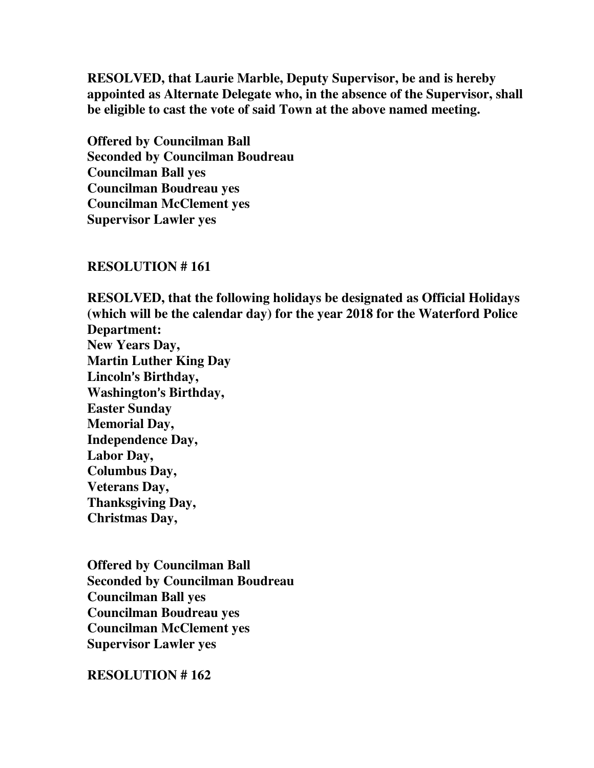**RESOLVED, that Laurie Marble, Deputy Supervisor, be and is hereby appointed as Alternate Delegate who, in the absence of the Supervisor, shall be eligible to cast the vote of said Town at the above named meeting.**

**Offered by Councilman Ball**
**Seconded by Councilman Boudreau**
**Councilman Ball yes**
**Councilman Boudreau yes**
**Councilman McClement yes**
**Supervisor Lawler yes**

**RESOLUTION # 161**

**RESOLVED, that the following holidays be designated as Official Holidays (which will be the calendar day) for the year 2018 for the Waterford Police Department:**
**New Years Day,**
**Martin Luther King Day**
**Lincoln's Birthday,**
**Washington's Birthday,**
**Easter Sunday**
**Memorial Day,**
**Independence Day,**
**Labor Day,**
**Columbus Day,**
**Veterans Day,**
**Thanksgiving Day,**
**Christmas Day,**

**Offered by Councilman Ball**
**Seconded by Councilman Boudreau**
**Councilman Ball yes**
**Councilman Boudreau yes**
**Councilman McClement yes**
**Supervisor Lawler yes**

**RESOLUTION # 162**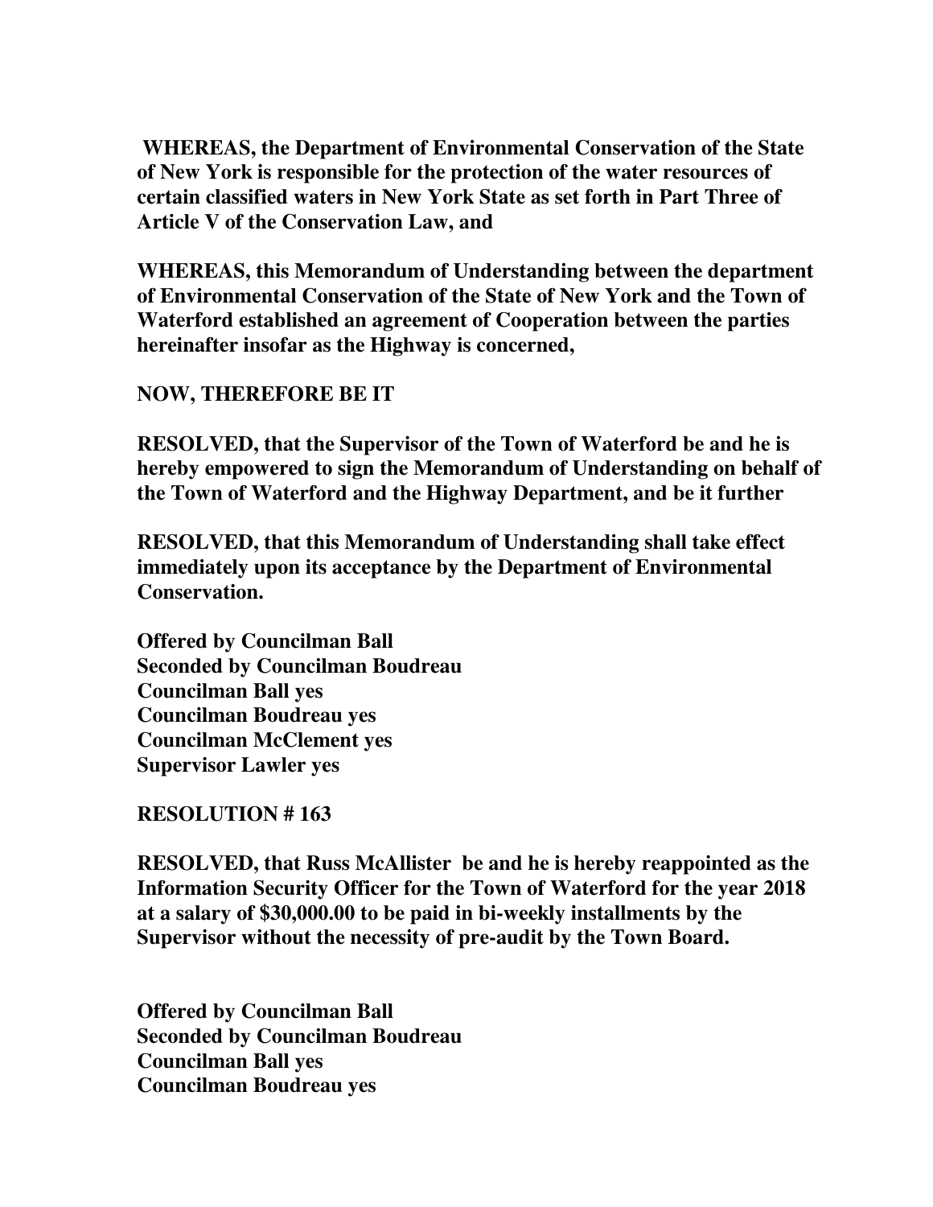**WHEREAS, the Department of Environmental Conservation of the State of New York is responsible for the protection of the water resources of certain classified waters in New York State as set forth in Part Three of Article V of the Conservation Law, and**

**WHEREAS, this Memorandum of Understanding between the department of Environmental Conservation of the State of New York and the Town of Waterford established an agreement of Cooperation between the parties hereinafter insofar as the Highway is concerned,**

**NOW, THEREFORE BE IT**

**RESOLVED, that the Supervisor of the Town of Waterford be and he is hereby empowered to sign the Memorandum of Understanding on behalf of the Town of Waterford and the Highway Department, and be it further**

**RESOLVED, that this Memorandum of Understanding shall take effect immediately upon its acceptance by the Department of Environmental Conservation.**

**Offered by Councilman Ball**
**Seconded by Councilman Boudreau**
**Councilman Ball yes**
**Councilman Boudreau yes**
**Councilman McClement yes**
**Supervisor Lawler yes**

**RESOLUTION # 163**

**RESOLVED, that Russ McAllister be and he is hereby reappointed as the Information Security Officer for the Town of Waterford for the year 2018 at a salary of $30,000.00 to be paid in bi-weekly installments by the Supervisor without the necessity of pre-audit by the Town Board.**

**Offered by Councilman Ball**
**Seconded by Councilman Boudreau**
**Councilman Ball yes**
**Councilman Boudreau yes**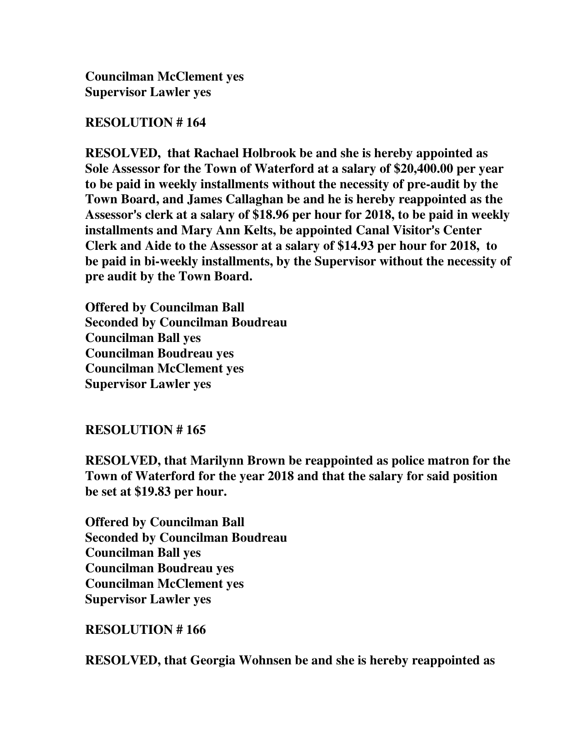**Councilman McClement yes**
**Supervisor Lawler yes**

**RESOLUTION # 164**

**RESOLVED, that Rachael Holbrook be and she is hereby appointed as Sole Assessor for the Town of Waterford at a salary of $20,400.00 per year to be paid in weekly installments without the necessity of pre-audit by the Town Board, and James Callaghan be and he is hereby reappointed as the Assessor's clerk at a salary of $18.96 per hour for 2018, to be paid in weekly installments and Mary Ann Kelts, be appointed Canal Visitor's Center Clerk and Aide to the Assessor at a salary of $14.93 per hour for 2018, to be paid in bi-weekly installments, by the Supervisor without the necessity of pre audit by the Town Board.**

**Offered by Councilman Ball**
**Seconded by Councilman Boudreau**
**Councilman Ball yes**
**Councilman Boudreau yes**
**Councilman McClement yes**
**Supervisor Lawler yes**

**RESOLUTION # 165**

**RESOLVED, that Marilynn Brown be reappointed as police matron for the Town of Waterford for the year 2018 and that the salary for said position be set at $19.83 per hour.**

**Offered by Councilman Ball**
**Seconded by Councilman Boudreau**
**Councilman Ball yes**
**Councilman Boudreau yes**
**Councilman McClement yes**
**Supervisor Lawler yes**

**RESOLUTION # 166**

**RESOLVED, that Georgia Wohnsen be and she is hereby reappointed as**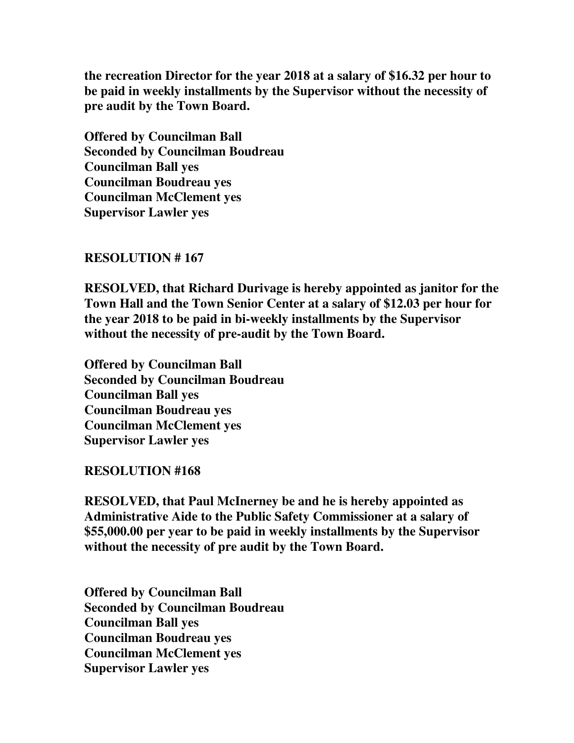**the recreation Director for the year 2018 at a salary of $16.32 per hour to be paid in weekly installments by the Supervisor without the necessity of pre audit by the Town Board.**

**Offered by Councilman Ball**
**Seconded by Councilman Boudreau**
**Councilman Ball yes**
**Councilman Boudreau yes**
**Councilman McClement yes**
**Supervisor Lawler yes**

**RESOLUTION # 167**

**RESOLVED, that Richard Durivage is hereby appointed as janitor for the Town Hall and the Town Senior Center at a salary of $12.03 per hour for the year 2018 to be paid in bi-weekly installments by the Supervisor without the necessity of pre-audit by the Town Board.**

**Offered by Councilman Ball**
**Seconded by Councilman Boudreau**
**Councilman Ball yes**
**Councilman Boudreau yes**
**Councilman McClement yes**
**Supervisor Lawler yes**

**RESOLUTION #168**

**RESOLVED, that Paul McInerney be and he is hereby appointed as Administrative Aide to the Public Safety Commissioner at a salary of $55,000.00 per year to be paid in weekly installments by the Supervisor without the necessity of pre audit by the Town Board.**

**Offered by Councilman Ball**
**Seconded by Councilman Boudreau**
**Councilman Ball yes**
**Councilman Boudreau yes**
**Councilman McClement yes**
**Supervisor Lawler yes**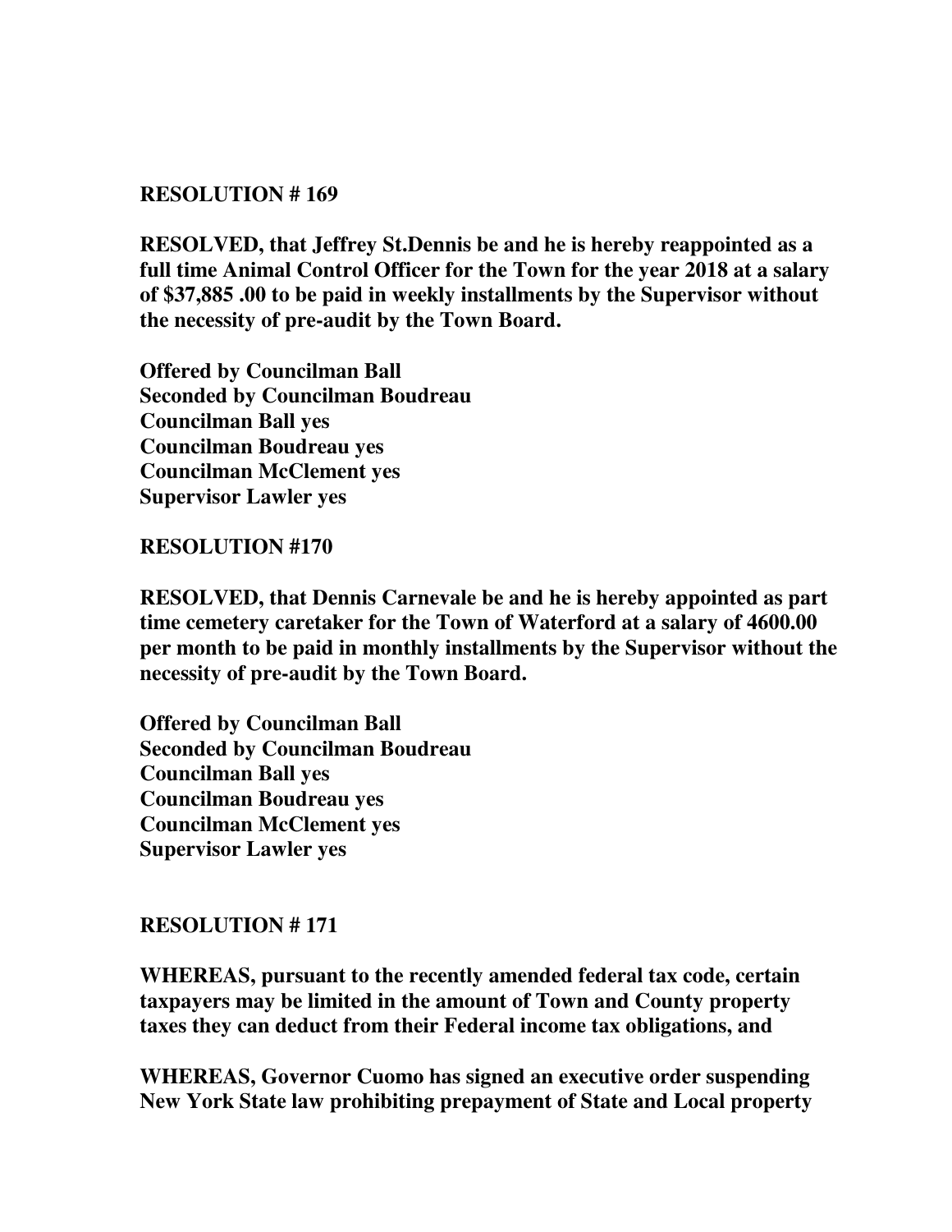**RESOLUTION # 169**

**RESOLVED, that Jeffrey St.Dennis be and he is hereby reappointed as a full time Animal Control Officer for the Town for the year 2018 at a salary of $37,885 .00 to be paid in weekly installments by the Supervisor without the necessity of pre-audit by the Town Board.**

**Offered by Councilman Ball**
**Seconded by Councilman Boudreau**
**Councilman Ball yes**
**Councilman Boudreau yes**
**Councilman McClement yes**
**Supervisor Lawler yes**

**RESOLUTION #170**

**RESOLVED, that Dennis Carnevale be and he is hereby appointed as part time cemetery caretaker for the Town of Waterford at a salary of 4600.00 per month to be paid in monthly installments by the Supervisor without the necessity of pre-audit by the Town Board.**

**Offered by Councilman Ball**
**Seconded by Councilman Boudreau**
**Councilman Ball yes**
**Councilman Boudreau yes**
**Councilman McClement yes**
**Supervisor Lawler yes**

**RESOLUTION # 171**

**WHEREAS, pursuant to the recently amended federal tax code, certain taxpayers may be limited in the amount of Town and County property taxes they can deduct from their Federal income tax obligations, and**

**WHEREAS, Governor Cuomo has signed an executive order suspending New York State law prohibiting prepayment of State and Local property**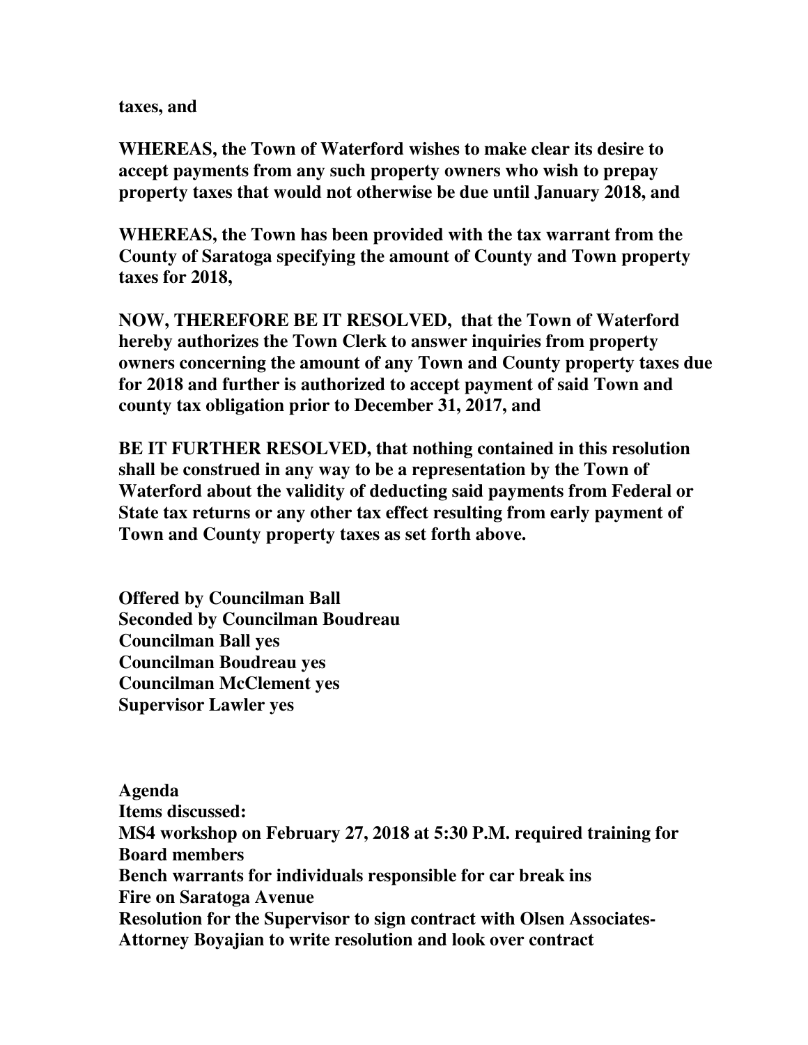**taxes, and**

**WHEREAS, the Town of Waterford wishes to make clear its desire to accept payments from any such property owners who wish to prepay property taxes that would not otherwise be due until January 2018, and**

**WHEREAS, the Town has been provided with the tax warrant from the County of Saratoga specifying the amount of County and Town property taxes for 2018,**

**NOW, THEREFORE BE IT RESOLVED, that the Town of Waterford hereby authorizes the Town Clerk to answer inquiries from property owners concerning the amount of any Town and County property taxes due for 2018 and further is authorized to accept payment of said Town and county tax obligation prior to December 31, 2017, and**

**BE IT FURTHER RESOLVED, that nothing contained in this resolution shall be construed in any way to be a representation by the Town of Waterford about the validity of deducting said payments from Federal or State tax returns or any other tax effect resulting from early payment of Town and County property taxes as set forth above.**

**Offered by Councilman Ball**
**Seconded by Councilman Boudreau**
**Councilman Ball yes**
**Councilman Boudreau yes**
**Councilman McClement yes**
**Supervisor Lawler yes**

**Agenda**
**Items discussed:**
**MS4 workshop on February 27, 2018 at 5:30 P.M. required training for Board members**
**Bench warrants for individuals responsible for car break ins**
**Fire on Saratoga Avenue**
**Resolution for the Supervisor to sign contract with Olsen Associates- Attorney Boyajian to write resolution and look over contract**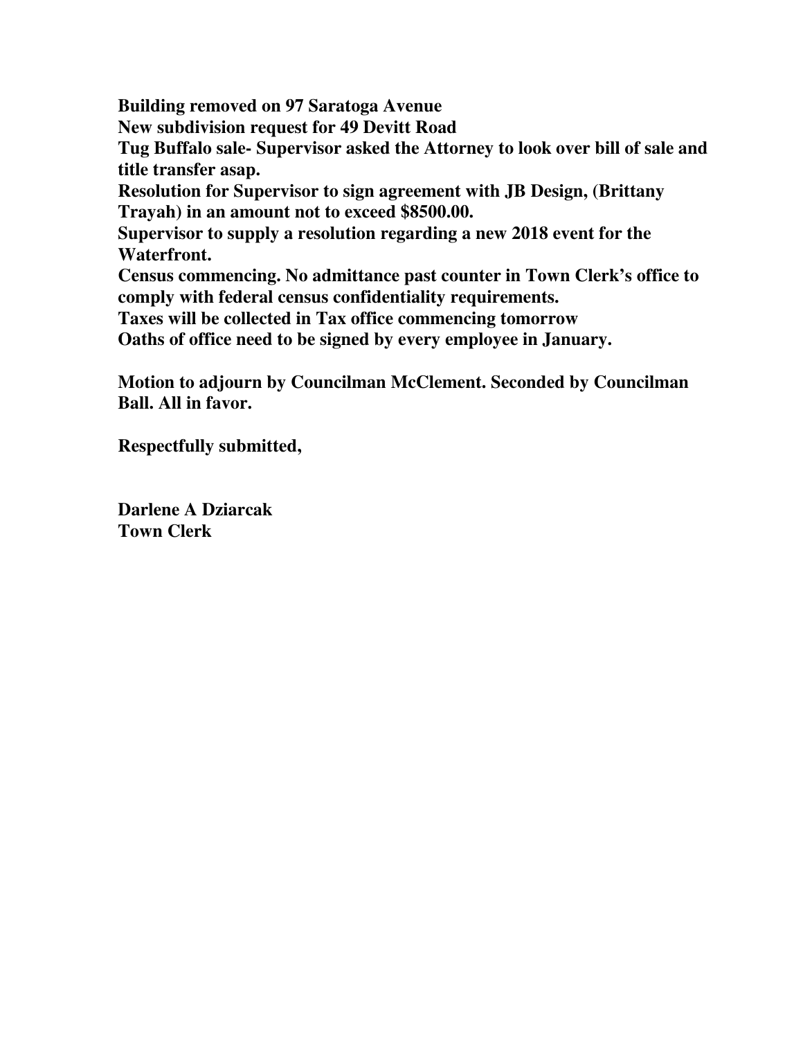**Building removed on 97 Saratoga Avenue**
**New subdivision request for 49 Devitt Road**
**Tug Buffalo sale- Supervisor asked the Attorney to look over bill of sale and title transfer asap.**
**Resolution for Supervisor to sign agreement with JB Design, (Brittany Trayah) in an amount not to exceed $8500.00.**
**Supervisor to supply a resolution regarding a new 2018 event for the Waterfront.**
**Census commencing. No admittance past counter in Town Clerk's office to comply with federal census confidentiality requirements.**
**Taxes will be collected in Tax office commencing tomorrow**
**Oaths of office need to be signed by every employee in January.**

**Motion to adjourn by Councilman McClement. Seconded by Councilman Ball. All in favor.**

**Respectfully submitted,**

**Darlene A Dziarcak**
**Town Clerk**